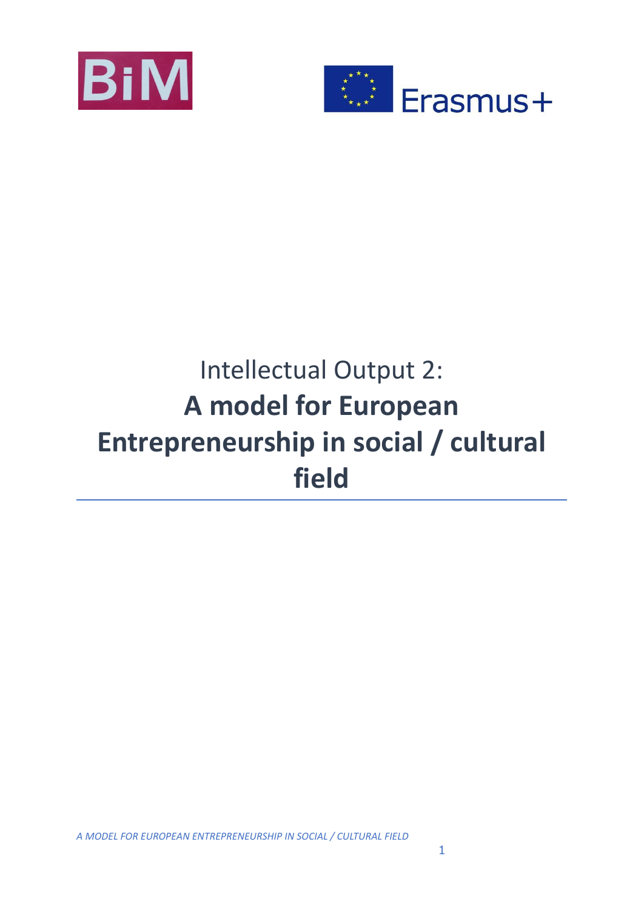Intellectual Output 2:

# A model for European Entrepreneurship in social / cultural field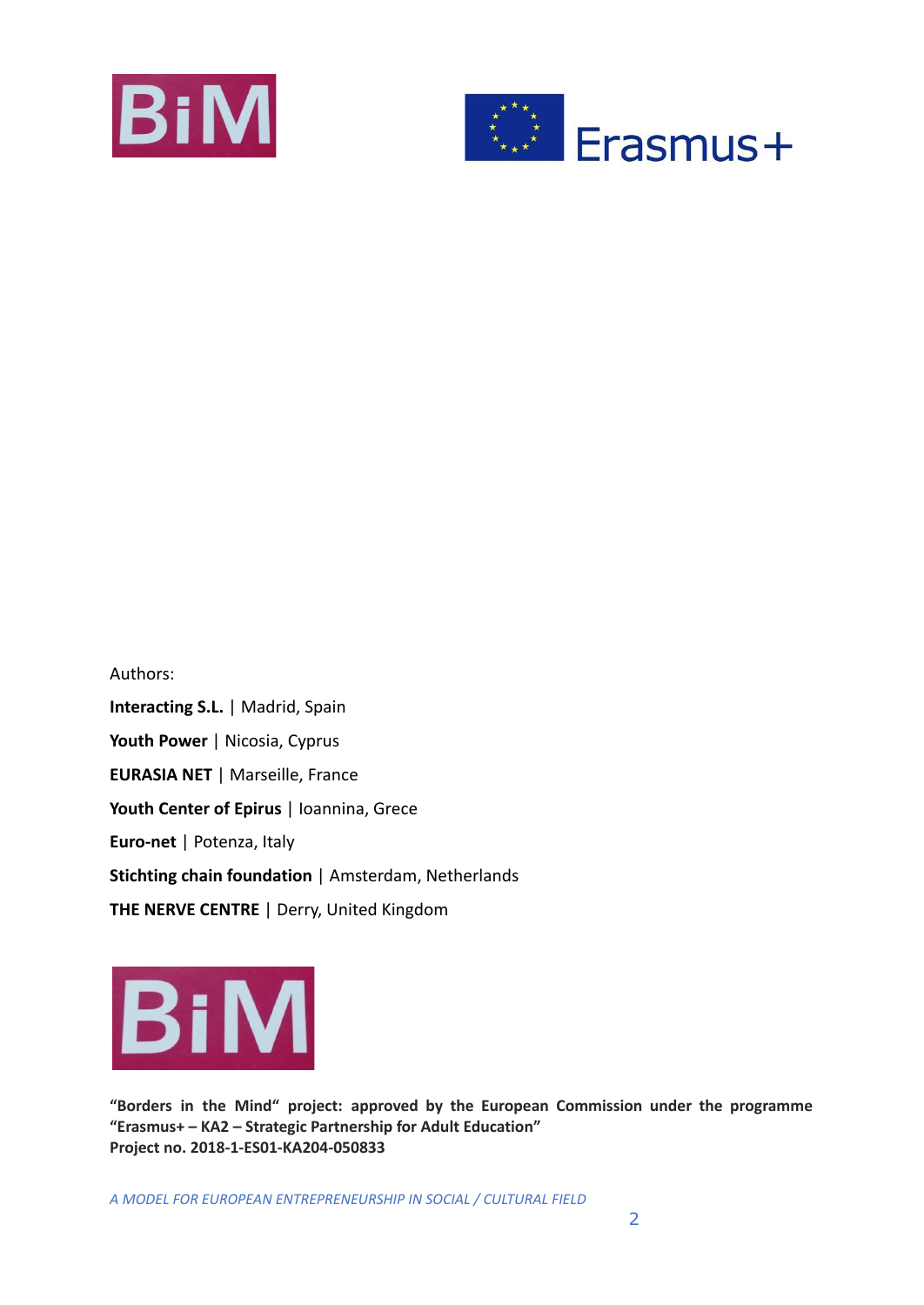Authors:

**Interacting S.L.** | Madrid, Spain

**Youth Power** | Nicosia, Cyprus

**EURASIA NET** | Marseille, France

**Youth Center of Epirus** | Ioannina, Grece

**Euro-net** | Potenza, Italy

**Stichting chain foundation** | Amsterdam, Netherlands

**THE NERVE CENTRE** | Derry, United Kingdom

**"Borders in the Mind" project: approved by the European Commission under the programme "Erasmus+ – KA2 – Strategic Partnership for Adult Education"**
**Project no. 2018-1-ES01-KA204-050833**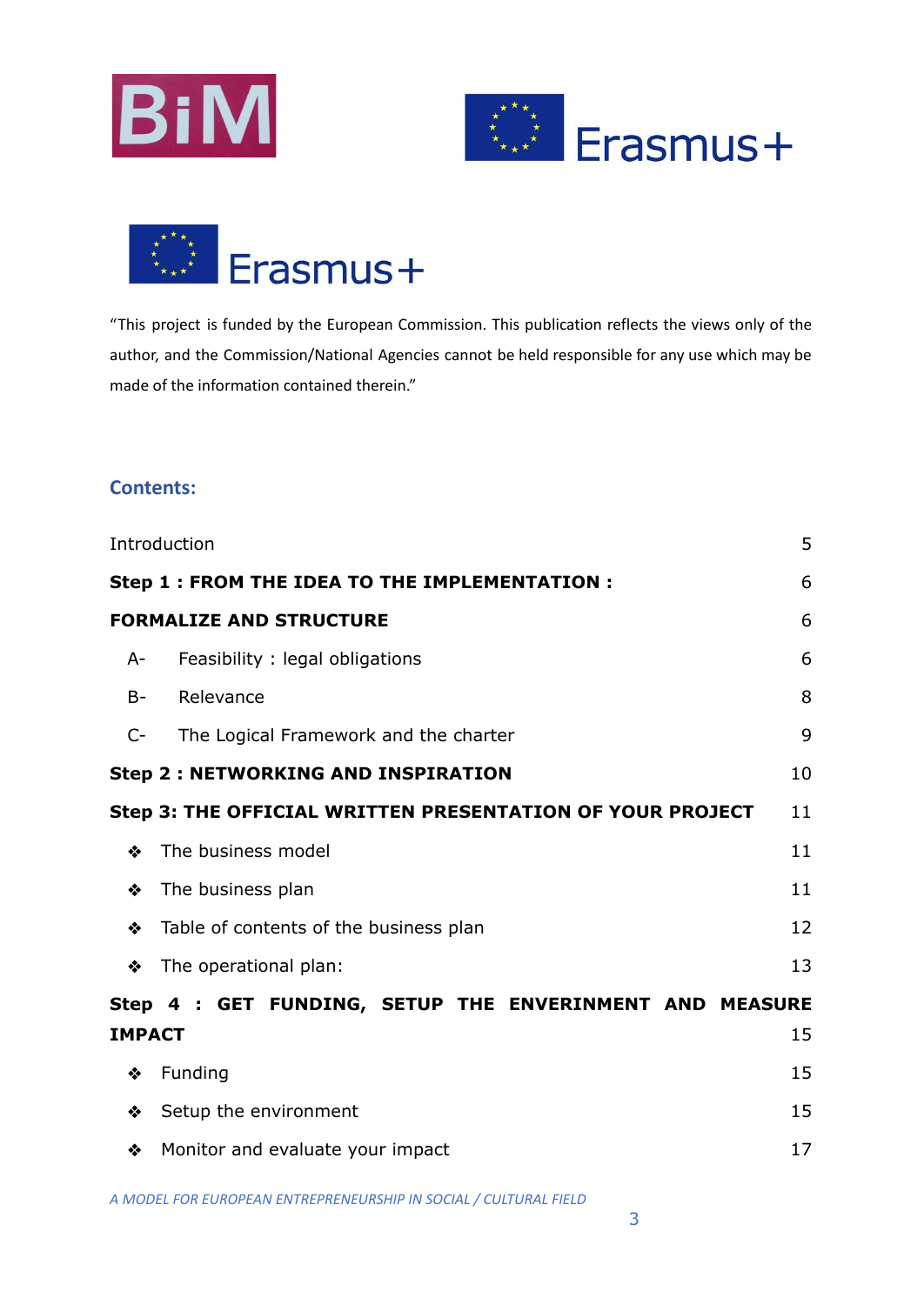"This project is funded by the European Commission. This publication reflects the views only of the author, and the Commission/National Agencies cannot be held responsible for any use which may be made of the information contained therein."

## Contents:

| | |
|---|---|
| Introduction | 5 |
| **Step 1 : FROM THE IDEA TO THE IMPLEMENTATION :** | 6 |
| **FORMALIZE AND STRUCTURE** | 6 |
| A- Feasibility : legal obligations | 6 |
| B- Relevance | 8 |
| C- The Logical Framework and the charter | 9 |
| **Step 2 : NETWORKING AND INSPIRATION** | 10 |
| **Step 3: THE OFFICIAL WRITTEN PRESENTATION OF YOUR PROJECT** | 11 |
| ❖ The business model | 11 |
| ❖ The business plan | 11 |
| ❖ Table of contents of the business plan | 12 |
| ❖ The operational plan: | 13 |
| **Step 4 : GET FUNDING, SETUP THE ENVERINMENT AND MEASURE IMPACT** | 15 |
| ❖ Funding | 15 |
| ❖ Setup the environment | 15 |
| ❖ Monitor and evaluate your impact | 17 |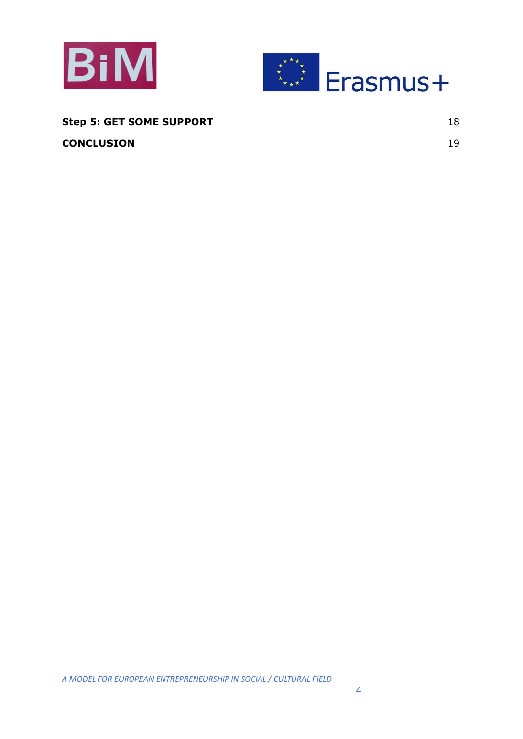| | |
|---|---|
| **Step 5: GET SOME SUPPORT** | 18 |
| **CONCLUSION** | 19 |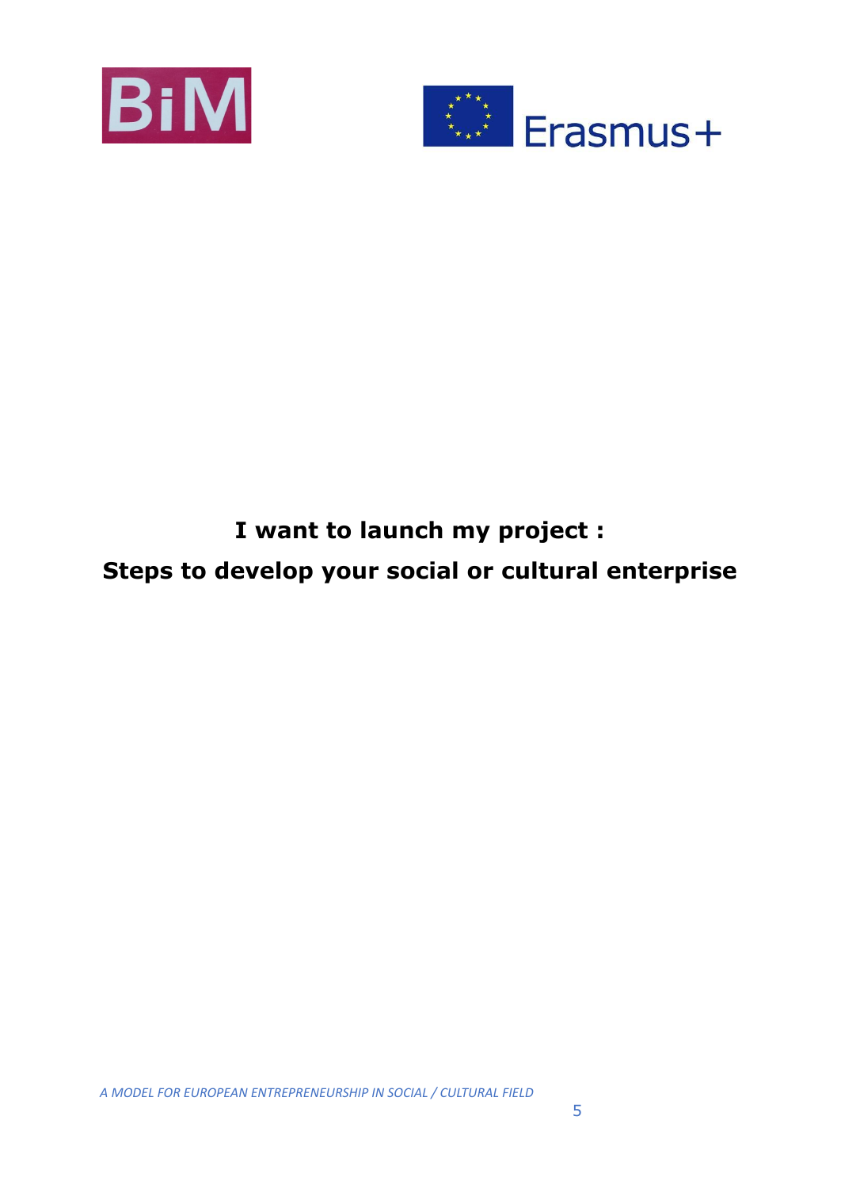# I want to launch my project :

# Steps to develop your social or cultural enterprise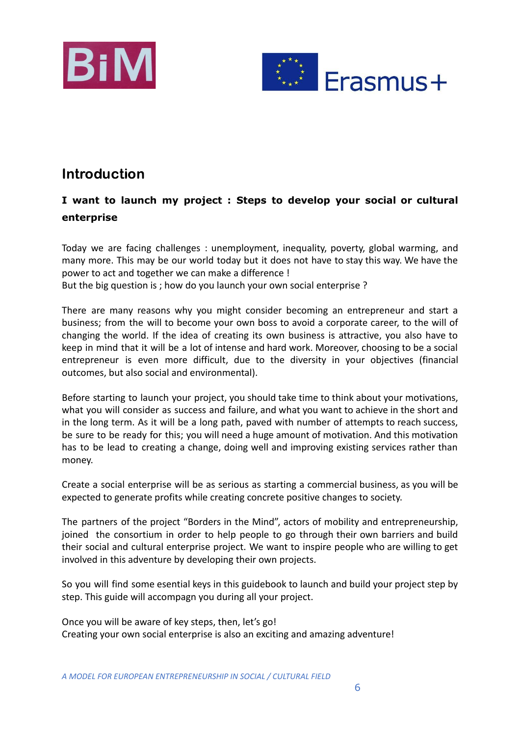## Introduction

**I want to launch my project : Steps to develop your social or cultural enterprise**

Today we are facing challenges : unemployment, inequality, poverty, global warming, and many more. This may be our world today but it does not have to stay this way. We have the power to act and together we can make a difference !
But the big question is ; how do you launch your own social enterprise ?

There are many reasons why you might consider becoming an entrepreneur and start a business; from the will to become your own boss to avoid a corporate career, to the will of changing the world. If the idea of creating its own business is attractive, you also have to keep in mind that it will be a lot of intense and hard work. Moreover, choosing to be a social entrepreneur is even more difficult, due to the diversity in your objectives (financial outcomes, but also social and environmental).

Before starting to launch your project, you should take time to think about your motivations, what you will consider as success and failure, and what you want to achieve in the short and in the long term. As it will be a long path, paved with number of attempts to reach success, be sure to be ready for this; you will need a huge amount of motivation. And this motivation has to be lead to creating a change, doing well and improving existing services rather than money.

Create a social enterprise will be as serious as starting a commercial business, as you will be expected to generate profits while creating concrete positive changes to society.

The partners of the project “Borders in the Mind”, actors of mobility and entrepreneurship, joined the consortium in order to help people to go through their own barriers and build their social and cultural enterprise project. We want to inspire people who are willing to get involved in this adventure by developing their own projects.

So you will find some esential keys in this guidebook to launch and build your project step by step. This guide will accompagn you during all your project.

Once you will be aware of key steps, then, let’s go!
Creating your own social enterprise is also an exciting and amazing adventure!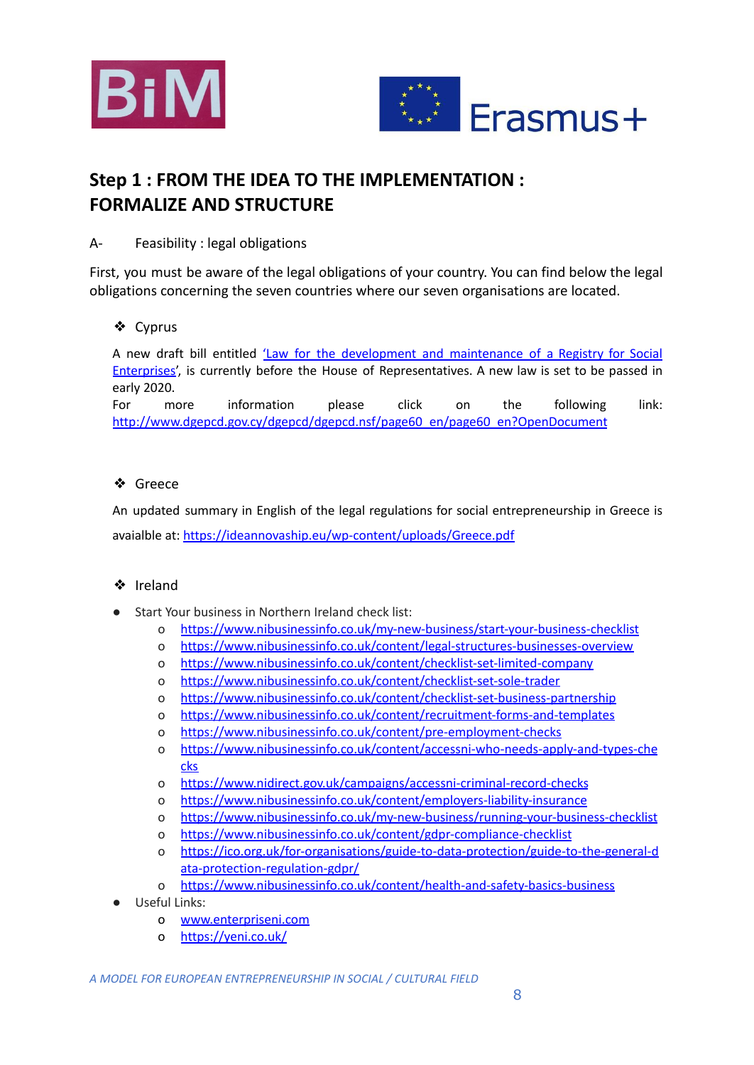## Step 1 : FROM THE IDEA TO THE IMPLEMENTATION : FORMALIZE AND STRUCTURE

A- Feasibility : legal obligations

First, you must be aware of the legal obligations of your country. You can find below the legal obligations concerning the seven countries where our seven organisations are located.

- Cyprus

A new draft bill entitled 'Law for the development and maintenance of a Registry for Social Enterprises', is currently before the House of Representatives. A new law is set to be passed in early 2020.
For more information please click on the following link: http://www.dgepcd.gov.cy/dgepcd/dgepcd.nsf/page60_en/page60_en?OpenDocument

- Greece

An updated summary in English of the legal regulations for social entrepreneurship in Greece is avaialble at: https://ideannovaship.eu/wp-content/uploads/Greece.pdf

- Ireland

- Start Your business in Northern Ireland check list:
    - https://www.nibusinessinfo.co.uk/my-new-business/start-your-business-checklist
    - https://www.nibusinessinfo.co.uk/content/legal-structures-businesses-overview
    - https://www.nibusinessinfo.co.uk/content/checklist-set-limited-company
    - https://www.nibusinessinfo.co.uk/content/checklist-set-sole-trader
    - https://www.nibusinessinfo.co.uk/content/checklist-set-business-partnership
    - https://www.nibusinessinfo.co.uk/content/recruitment-forms-and-templates
    - https://www.nibusinessinfo.co.uk/content/pre-employment-checks
    - https://www.nibusinessinfo.co.uk/content/accessni-who-needs-apply-and-types-checks
    - https://www.nidirect.gov.uk/campaigns/accessni-criminal-record-checks
    - https://www.nibusinessinfo.co.uk/content/employers-liability-insurance
    - https://www.nibusinessinfo.co.uk/my-new-business/running-your-business-checklist
    - https://www.nibusinessinfo.co.uk/content/gdpr-compliance-checklist
    - https://ico.org.uk/for-organisations/guide-to-data-protection/guide-to-the-general-data-protection-regulation-gdpr/
    - https://www.nibusinessinfo.co.uk/content/health-and-safety-basics-business
- Useful Links:
    - www.enterpriseni.com
    - https://yeni.co.uk/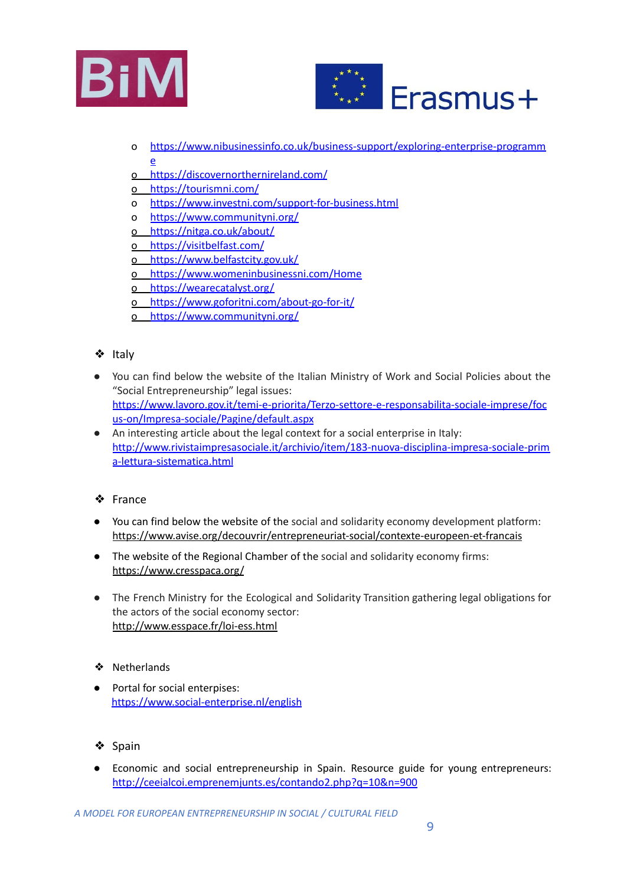- o https://www.nibusinessinfo.co.uk/business-support/exploring-enterprise-programme
- o https://discovernorthernireland.com/
- o https://tourismni.com/
- o https://www.investni.com/support-for-business.html
- o https://www.communityni.org/
- o https://nitga.co.uk/about/
- o https://visitbelfast.com/
- o https://www.belfastcity.gov.uk/
- o https://www.womeninbusinessni.com/Home
- o https://wearecatalyst.org/
- o https://www.goforitni.com/about-go-for-it/
- o https://www.communityni.org/

❖ Italy

- You can find below the website of the Italian Ministry of Work and Social Policies about the "Social Entrepreneurship" legal issues: https://www.lavoro.gov.it/temi-e-priorita/Terzo-settore-e-responsabilita-sociale-imprese/focus-on/Impresa-sociale/Pagine/default.aspx
- An interesting article about the legal context for a social enterprise in Italy: http://www.rivistaimpresasociale.it/archivio/item/183-nuova-disciplina-impresa-sociale-prima-lettura-sistematica.html

❖ France

- You can find below the website of the social and solidarity economy development platform: https://www.avise.org/decouvrir/entrepreneuriat-social/contexte-europeen-et-francais
- The website of the Regional Chamber of the social and solidarity economy firms: https://www.cresspaca.org/
- The French Ministry for the Ecological and Solidarity Transition gathering legal obligations for the actors of the social economy sector: http://www.esspace.fr/loi-ess.html

❖ Netherlands

- Portal for social enterprises: https://www.social-enterprise.nl/english

❖ Spain

- Economic and social entrepreneurship in Spain. Resource guide for young entrepreneurs: http://ceeialcoi.emprenemjunts.es/contando2.php?q=10&n=900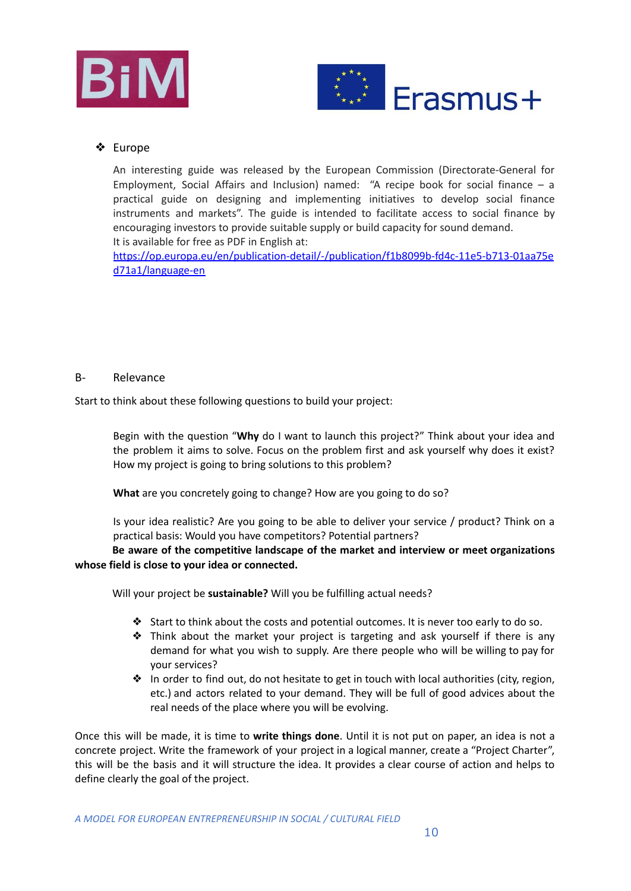- Europe

  An interesting guide was released by the European Commission (Directorate-General for Employment, Social Affairs and Inclusion) named: "A recipe book for social finance – a practical guide on designing and implementing initiatives to develop social finance instruments and markets". The guide is intended to facilitate access to social finance by encouraging investors to provide suitable supply or build capacity for sound demand.
  It is available for free as PDF in English at:
  https://op.europa.eu/en/publication-detail/-/publication/f1b8099b-fd4c-11e5-b713-01aa75ed71a1/language-en

## B- Relevance

Start to think about these following questions to build your project:

Begin with the question "**Why** do I want to launch this project?" Think about your idea and the problem it aims to solve. Focus on the problem first and ask yourself why does it exist? How my project is going to bring solutions to this problem?

**What** are you concretely going to change? How are you going to do so?

Is your idea realistic? Are you going to be able to deliver your service / product? Think on a practical basis: Would you have competitors? Potential partners?
**Be aware of the competitive landscape of the market and interview or meet organizations whose field is close to your idea or connected.**

Will your project be **sustainable?** Will you be fulfilling actual needs?

- Start to think about the costs and potential outcomes. It is never too early to do so.
- Think about the market your project is targeting and ask yourself if there is any demand for what you wish to supply. Are there people who will be willing to pay for your services?
- In order to find out, do not hesitate to get in touch with local authorities (city, region, etc.) and actors related to your demand. They will be full of good advices about the real needs of the place where you will be evolving.

Once this will be made, it is time to **write things done**. Until it is not put on paper, an idea is not a concrete project. Write the framework of your project in a logical manner, create a "Project Charter", this will be the basis and it will structure the idea. It provides a clear course of action and helps to define clearly the goal of the project.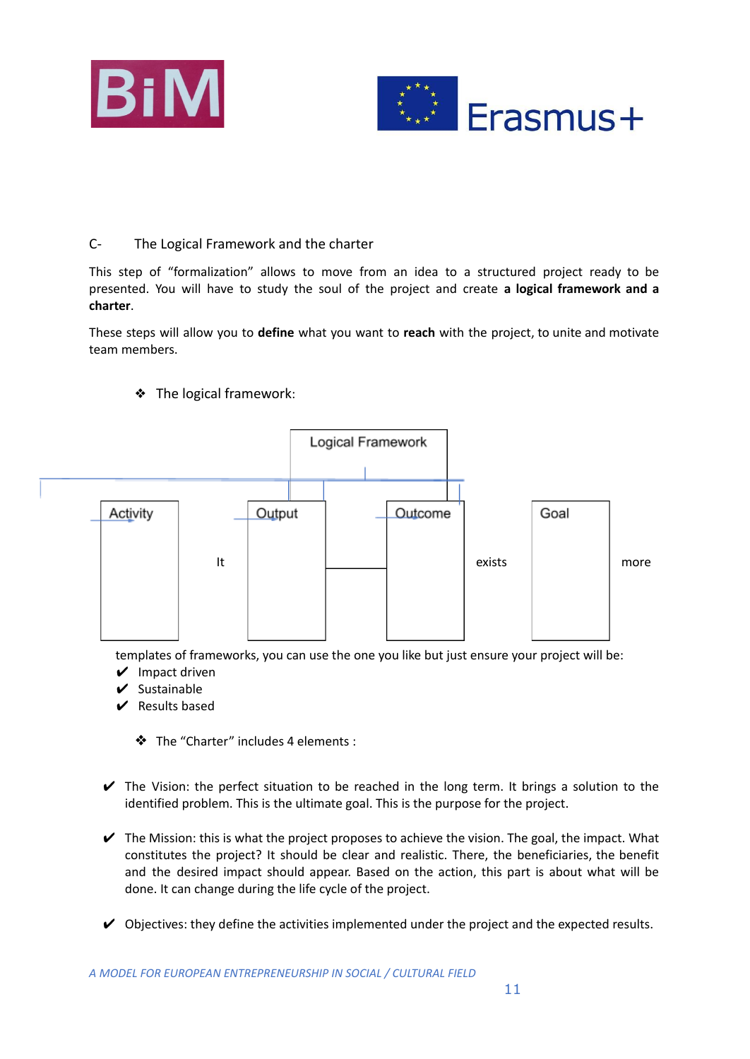C- The Logical Framework and the charter

This step of "formalization" allows to move from an idea to a structured project ready to be presented. You will have to study the soul of the project and create **a logical framework and a charter**.

These steps will allow you to **define** what you want to **reach** with the project, to unite and motivate team members.

❖ The logical framework:

Logical Framework

Activity — It — Output — Outcome — exists — Goal — more

templates of frameworks, you can use the one you like but just ensure your project will be:

- ✔ Impact driven
- ✔ Sustainable
- ✔ Results based

❖ The "Charter" includes 4 elements :

- ✔ The Vision: the perfect situation to be reached in the long term. It brings a solution to the identified problem. This is the ultimate goal. This is the purpose for the project.
- ✔ The Mission: this is what the project proposes to achieve the vision. The goal, the impact. What constitutes the project? It should be clear and realistic. There, the beneficiaries, the benefit and the desired impact should appear. Based on the action, this part is about what will be done. It can change during the life cycle of the project.
- ✔ Objectives: they define the activities implemented under the project and the expected results.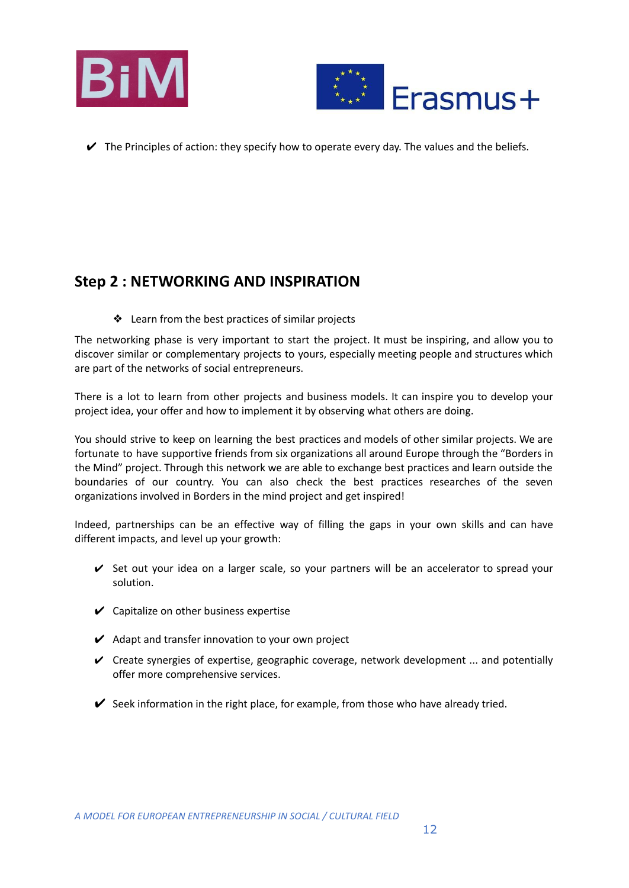- ✔ The Principles of action: they specify how to operate every day. The values and the beliefs.

## Step 2 : NETWORKING AND INSPIRATION

- ❖ Learn from the best practices of similar projects

The networking phase is very important to start the project. It must be inspiring, and allow you to discover similar or complementary projects to yours, especially meeting people and structures which are part of the networks of social entrepreneurs.

There is a lot to learn from other projects and business models. It can inspire you to develop your project idea, your offer and how to implement it by observing what others are doing.

You should strive to keep on learning the best practices and models of other similar projects. We are fortunate to have supportive friends from six organizations all around Europe through the "Borders in the Mind" project. Through this network we are able to exchange best practices and learn outside the boundaries of our country. You can also check the best practices researches of the seven organizations involved in Borders in the mind project and get inspired!

Indeed, partnerships can be an effective way of filling the gaps in your own skills and can have different impacts, and level up your growth:

- ✔ Set out your idea on a larger scale, so your partners will be an accelerator to spread your solution.
- ✔ Capitalize on other business expertise
- ✔ Adapt and transfer innovation to your own project
- ✔ Create synergies of expertise, geographic coverage, network development ... and potentially offer more comprehensive services.
- ✔ Seek information in the right place, for example, from those who have already tried.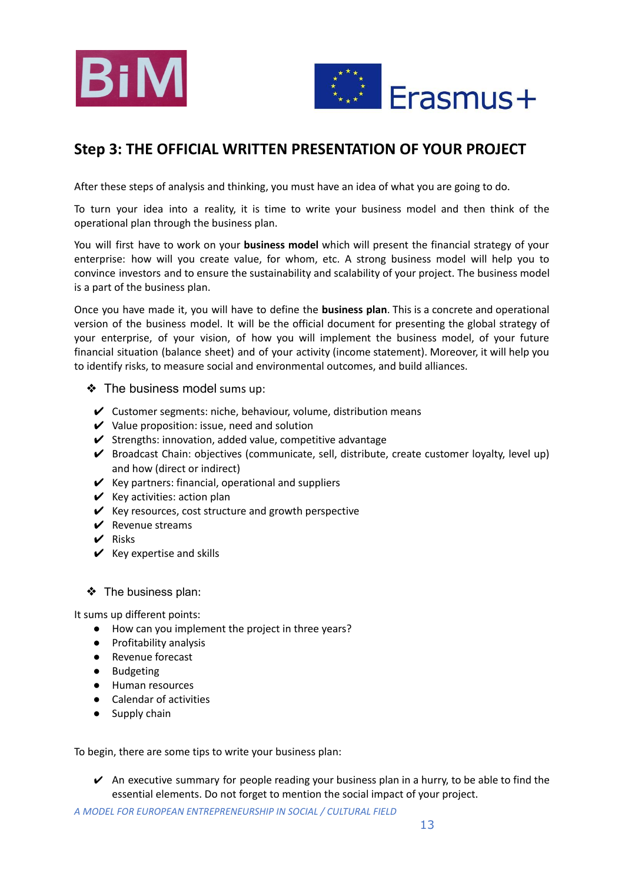## Step 3: THE OFFICIAL WRITTEN PRESENTATION OF YOUR PROJECT

After these steps of analysis and thinking, you must have an idea of what you are going to do.

To turn your idea into a reality, it is time to write your business model and then think of the operational plan through the business plan.

You will first have to work on your **business model** which will present the financial strategy of your enterprise: how will you create value, for whom, etc. A strong business model will help you to convince investors and to ensure the sustainability and scalability of your project. The business model is a part of the business plan.

Once you have made it, you will have to define the **business plan**. This is a concrete and operational version of the business model. It will be the official document for presenting the global strategy of your enterprise, of your vision, of how you will implement the business model, of your future financial situation (balance sheet) and of your activity (income statement). Moreover, it will help you to identify risks, to measure social and environmental outcomes, and build alliances.

❖ The business model sums up:

- ✔ Customer segments: niche, behaviour, volume, distribution means
- ✔ Value proposition: issue, need and solution
- ✔ Strengths: innovation, added value, competitive advantage
- ✔ Broadcast Chain: objectives (communicate, sell, distribute, create customer loyalty, level up) and how (direct or indirect)
- ✔ Key partners: financial, operational and suppliers
- ✔ Key activities: action plan
- ✔ Key resources, cost structure and growth perspective
- ✔ Revenue streams
- ✔ Risks
- ✔ Key expertise and skills

❖ The business plan:

It sums up different points:

- How can you implement the project in three years?
- Profitability analysis
- Revenue forecast
- Budgeting
- Human resources
- Calendar of activities
- Supply chain

To begin, there are some tips to write your business plan:

- ✔ An executive summary for people reading your business plan in a hurry, to be able to find the essential elements. Do not forget to mention the social impact of your project.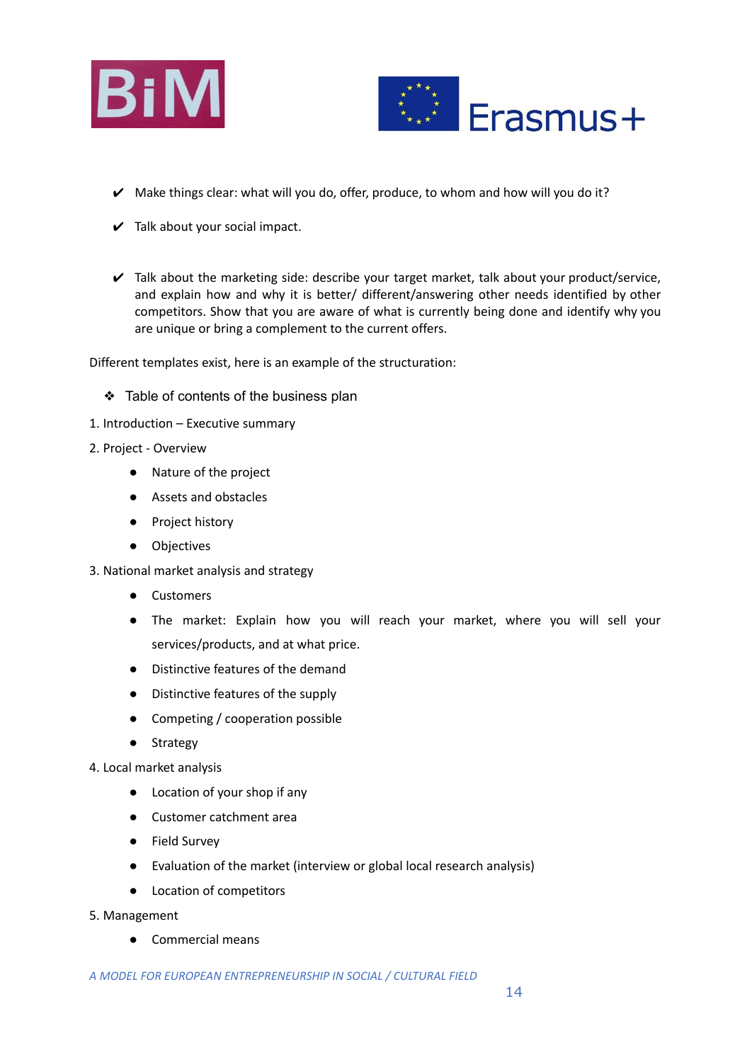- ✔ Make things clear: what will you do, offer, produce, to whom and how will you do it?
- ✔ Talk about your social impact.
- ✔ Talk about the marketing side: describe your target market, talk about your product/service, and explain how and why it is better/ different/answering other needs identified by other competitors. Show that you are aware of what is currently being done and identify why you are unique or bring a complement to the current offers.

Different templates exist, here is an example of the structuration:

- ❖ Table of contents of the business plan

1. Introduction – Executive summary
2. Project - Overview
   - Nature of the project
   - Assets and obstacles
   - Project history
   - Objectives
3. National market analysis and strategy
   - Customers
   - The market: Explain how you will reach your market, where you will sell your services/products, and at what price.
   - Distinctive features of the demand
   - Distinctive features of the supply
   - Competing / cooperation possible
   - Strategy
4. Local market analysis
   - Location of your shop if any
   - Customer catchment area
   - Field Survey
   - Evaluation of the market (interview or global local research analysis)
   - Location of competitors
5. Management
   - Commercial means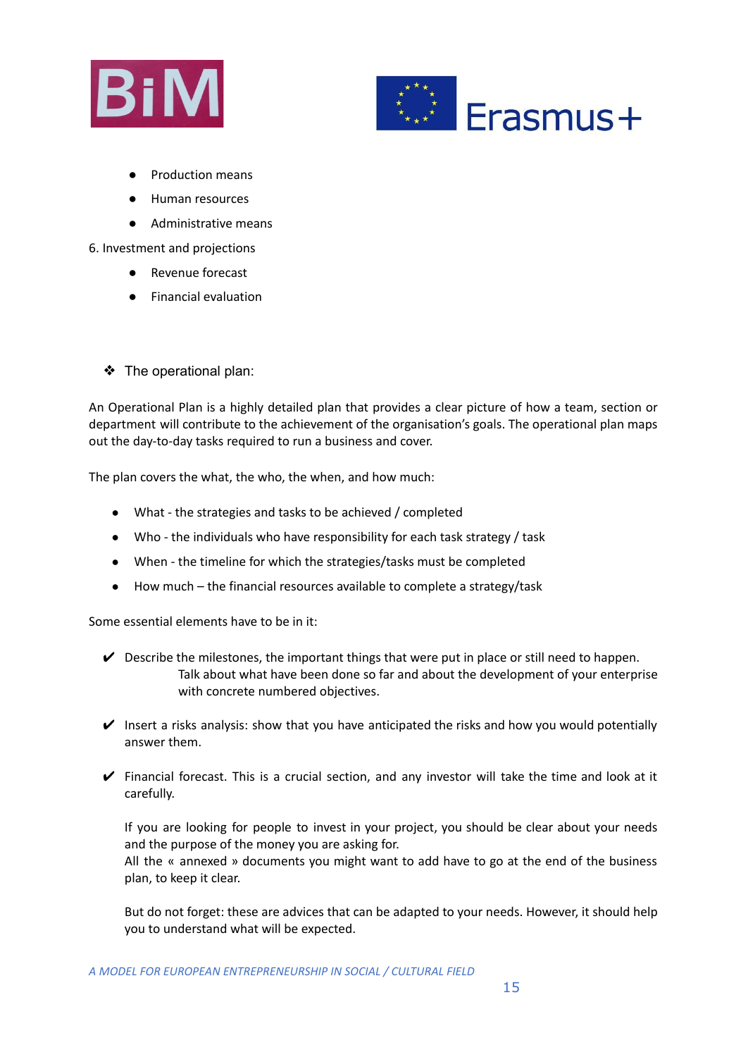- Production means
- Human resources
- Administrative means

6. Investment and projections

- Revenue forecast
- Financial evaluation

❖ The operational plan:

An Operational Plan is a highly detailed plan that provides a clear picture of how a team, section or department will contribute to the achievement of the organisation's goals. The operational plan maps out the day-to-day tasks required to run a business and cover.

The plan covers the what, the who, the when, and how much:

- What - the strategies and tasks to be achieved / completed
- Who - the individuals who have responsibility for each task strategy / task
- When - the timeline for which the strategies/tasks must be completed
- How much – the financial resources available to complete a strategy/task

Some essential elements have to be in it:

✔ Describe the milestones, the important things that were put in place or still need to happen. Talk about what have been done so far and about the development of your enterprise with concrete numbered objectives.

✔ Insert a risks analysis: show that you have anticipated the risks and how you would potentially answer them.

✔ Financial forecast. This is a crucial section, and any investor will take the time and look at it carefully.

If you are looking for people to invest in your project, you should be clear about your needs and the purpose of the money you are asking for.
All the « annexed » documents you might want to add have to go at the end of the business plan, to keep it clear.

But do not forget: these are advices that can be adapted to your needs. However, it should help you to understand what will be expected.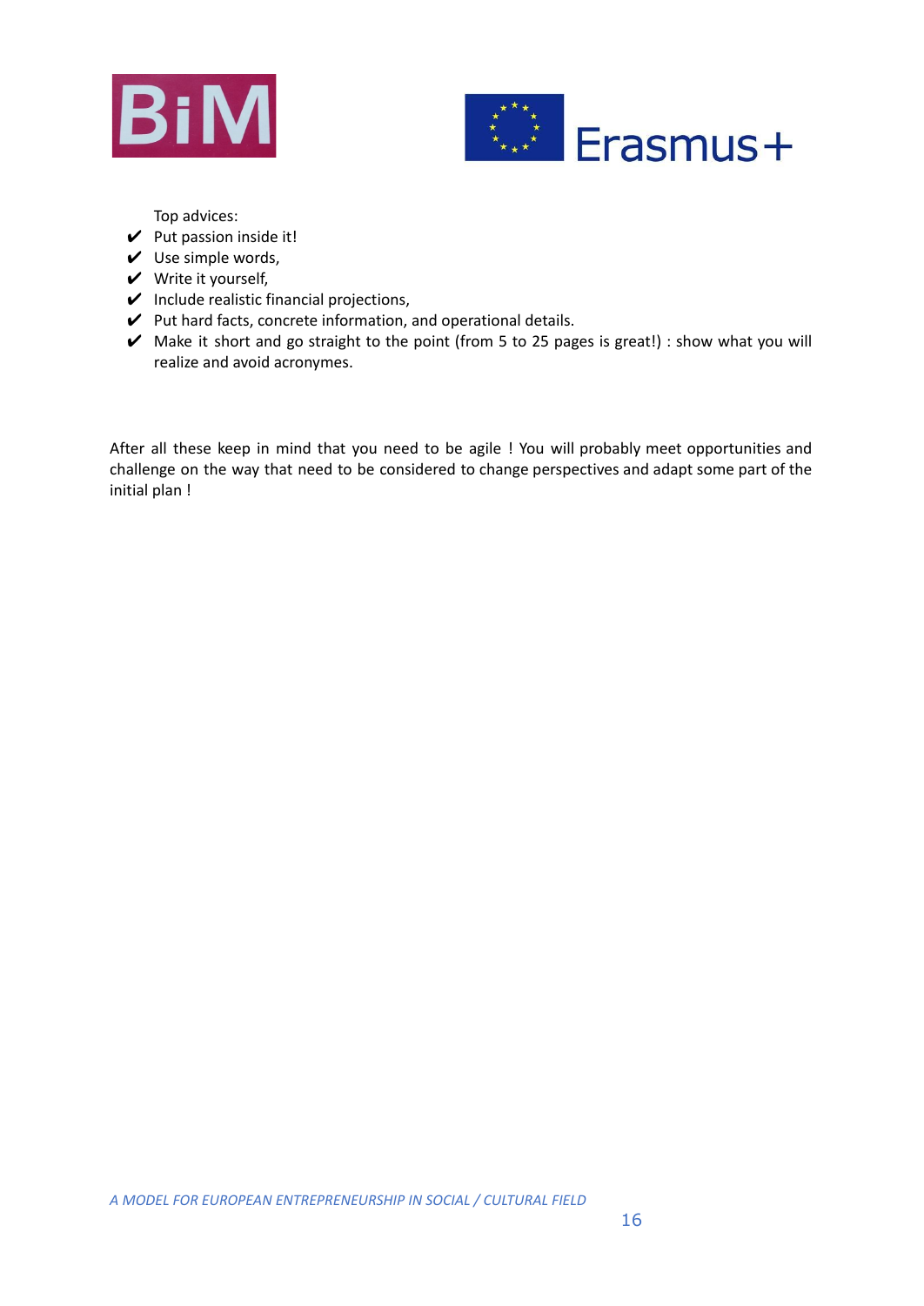Top advices:

- ✔ Put passion inside it!
- ✔ Use simple words,
- ✔ Write it yourself,
- ✔ Include realistic financial projections,
- ✔ Put hard facts, concrete information, and operational details.
- ✔ Make it short and go straight to the point (from 5 to 25 pages is great!) : show what you will realize and avoid acronymes.

After all these keep in mind that you need to be agile ! You will probably meet opportunities and challenge on the way that need to be considered to change perspectives and adapt some part of the initial plan !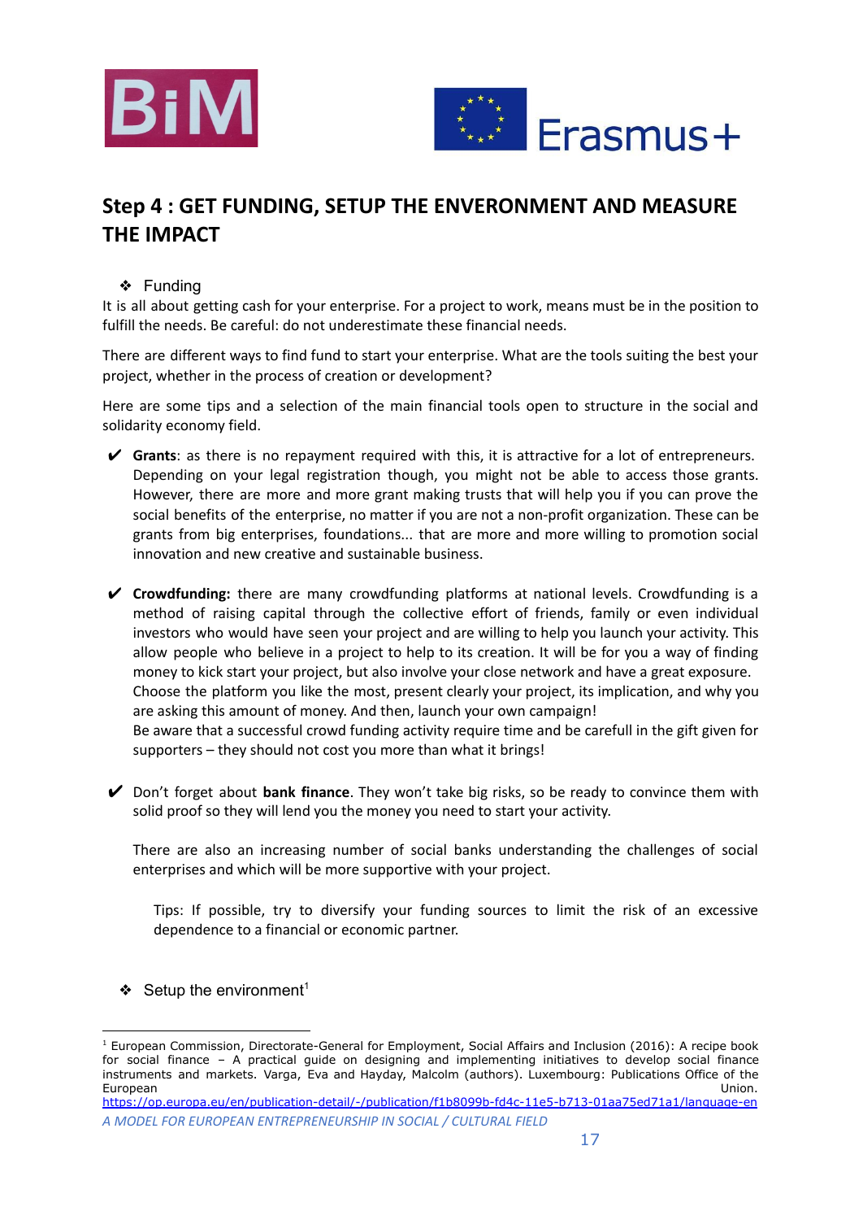## Step 4 : GET FUNDING, SETUP THE ENVERONMENT AND MEASURE THE IMPACT

❖ Funding

It is all about getting cash for your enterprise. For a project to work, means must be in the position to fulfill the needs. Be careful: do not underestimate these financial needs.

There are different ways to find fund to start your enterprise. What are the tools suiting the best your project, whether in the process of creation or development?

Here are some tips and a selection of the main financial tools open to structure in the social and solidarity economy field.

✔ **Grants**: as there is no repayment required with this, it is attractive for a lot of entrepreneurs. Depending on your legal registration though, you might not be able to access those grants. However, there are more and more grant making trusts that will help you if you can prove the social benefits of the enterprise, no matter if you are not a non-profit organization. These can be grants from big enterprises, foundations... that are more and more willing to promotion social innovation and new creative and sustainable business.

✔ **Crowdfunding:** there are many crowdfunding platforms at national levels. Crowdfunding is a method of raising capital through the collective effort of friends, family or even individual investors who would have seen your project and are willing to help you launch your activity. This allow people who believe in a project to help to its creation. It will be for you a way of finding money to kick start your project, but also involve your close network and have a great exposure. Choose the platform you like the most, present clearly your project, its implication, and why you are asking this amount of money. And then, launch your own campaign!
Be aware that a successful crowd funding activity require time and be carefull in the gift given for supporters – they should not cost you more than what it brings!

✔ Don't forget about **bank finance**. They won't take big risks, so be ready to convince them with solid proof so they will lend you the money you need to start your activity.

There are also an increasing number of social banks understanding the challenges of social enterprises and which will be more supportive with your project.

Tips: If possible, try to diversify your funding sources to limit the risk of an excessive dependence to a financial or economic partner.

❖ Setup the environment[1]

[1] European Commission, Directorate-General for Employment, Social Affairs and Inclusion (2016): A recipe book for social finance – A practical guide on designing and implementing initiatives to develop social finance instruments and markets. Varga, Eva and Hayday, Malcolm (authors). Luxembourg: Publications Office of the European Union. https://op.europa.eu/en/publication-detail/-/publication/f1b8099b-fd4c-11e5-b713-01aa75ed71a1/language-en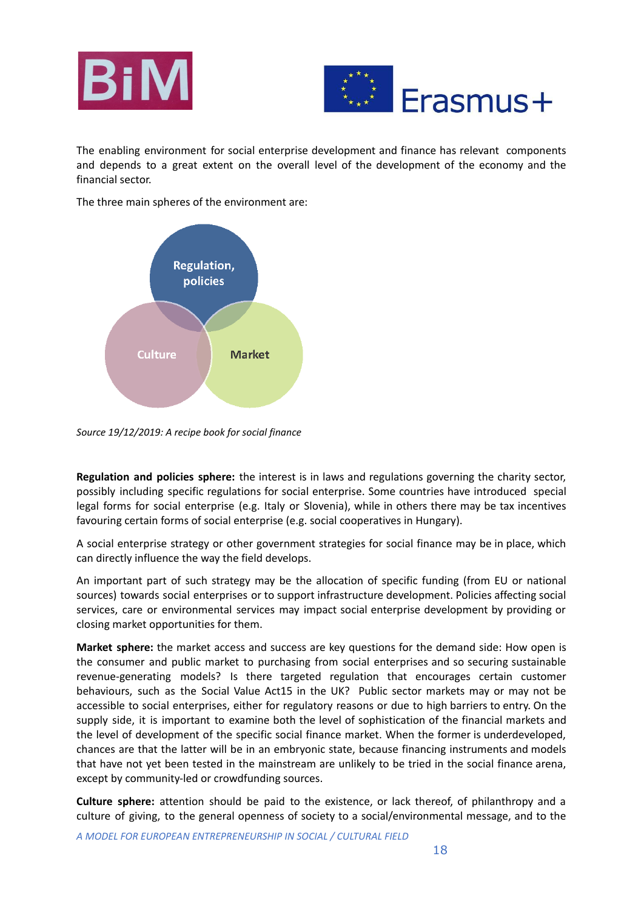The enabling environment for social enterprise development and finance has relevant components and depends to a great extent on the overall level of the development of the economy and the financial sector.

The three main spheres of the environment are:

Regulation, policies

Culture

Market

*Source 19/12/2019: A recipe book for social finance*

**Regulation and policies sphere:** the interest is in laws and regulations governing the charity sector, possibly including specific regulations for social enterprise. Some countries have introduced special legal forms for social enterprise (e.g. Italy or Slovenia), while in others there may be tax incentives favouring certain forms of social enterprise (e.g. social cooperatives in Hungary).

A social enterprise strategy or other government strategies for social finance may be in place, which can directly influence the way the field develops.

An important part of such strategy may be the allocation of specific funding (from EU or national sources) towards social enterprises or to support infrastructure development. Policies affecting social services, care or environmental services may impact social enterprise development by providing or closing market opportunities for them.

**Market sphere:** the market access and success are key questions for the demand side: How open is the consumer and public market to purchasing from social enterprises and so securing sustainable revenue-generating models? Is there targeted regulation that encourages certain customer behaviours, such as the Social Value Act15 in the UK? Public sector markets may or may not be accessible to social enterprises, either for regulatory reasons or due to high barriers to entry. On the supply side, it is important to examine both the level of sophistication of the financial markets and the level of development of the specific social finance market. When the former is underdeveloped, chances are that the latter will be in an embryonic state, because financing instruments and models that have not yet been tested in the mainstream are unlikely to be tried in the social finance arena, except by community-led or crowdfunding sources.

**Culture sphere:** attention should be paid to the existence, or lack thereof, of philanthropy and a culture of giving, to the general openness of society to a social/environmental message, and to the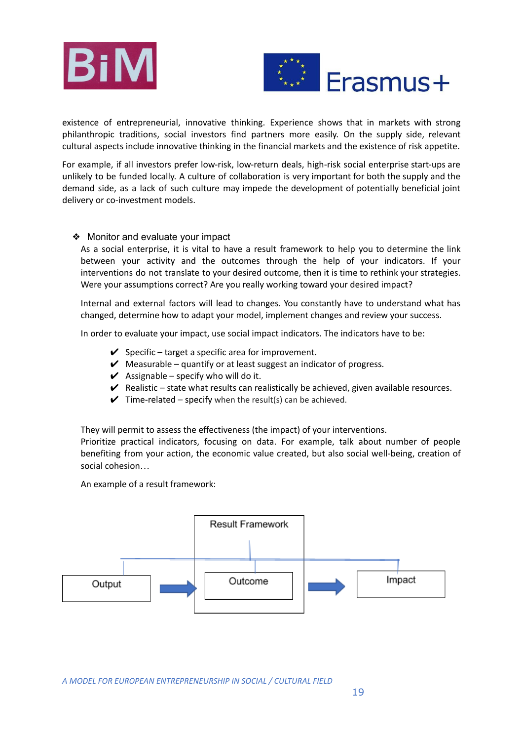existence of entrepreneurial, innovative thinking. Experience shows that in markets with strong philanthropic traditions, social investors find partners more easily. On the supply side, relevant cultural aspects include innovative thinking in the financial markets and the existence of risk appetite.

For example, if all investors prefer low-risk, low-return deals, high-risk social enterprise start-ups are unlikely to be funded locally. A culture of collaboration is very important for both the supply and the demand side, as a lack of such culture may impede the development of potentially beneficial joint delivery or co-investment models.

- Monitor and evaluate your impact

  As a social enterprise, it is vital to have a result framework to help you to determine the link between your activity and the outcomes through the help of your indicators. If your interventions do not translate to your desired outcome, then it is time to rethink your strategies. Were your assumptions correct? Are you really working toward your desired impact?

  Internal and external factors will lead to changes. You constantly have to understand what has changed, determine how to adapt your model, implement changes and review your success.

  In order to evaluate your impact, use social impact indicators. The indicators have to be:

  - ✔ Specific – target a specific area for improvement.
  - ✔ Measurable – quantify or at least suggest an indicator of progress.
  - ✔ Assignable – specify who will do it.
  - ✔ Realistic – state what results can realistically be achieved, given available resources.
  - ✔ Time-related – specify when the result(s) can be achieved.

  They will permit to assess the effectiveness (the impact) of your interventions.
  Prioritize practical indicators, focusing on data. For example, talk about number of people benefiting from your action, the economic value created, but also social well-being, creation of social cohesion…

  An example of a result framework:

Result Framework

Output → Outcome → Impact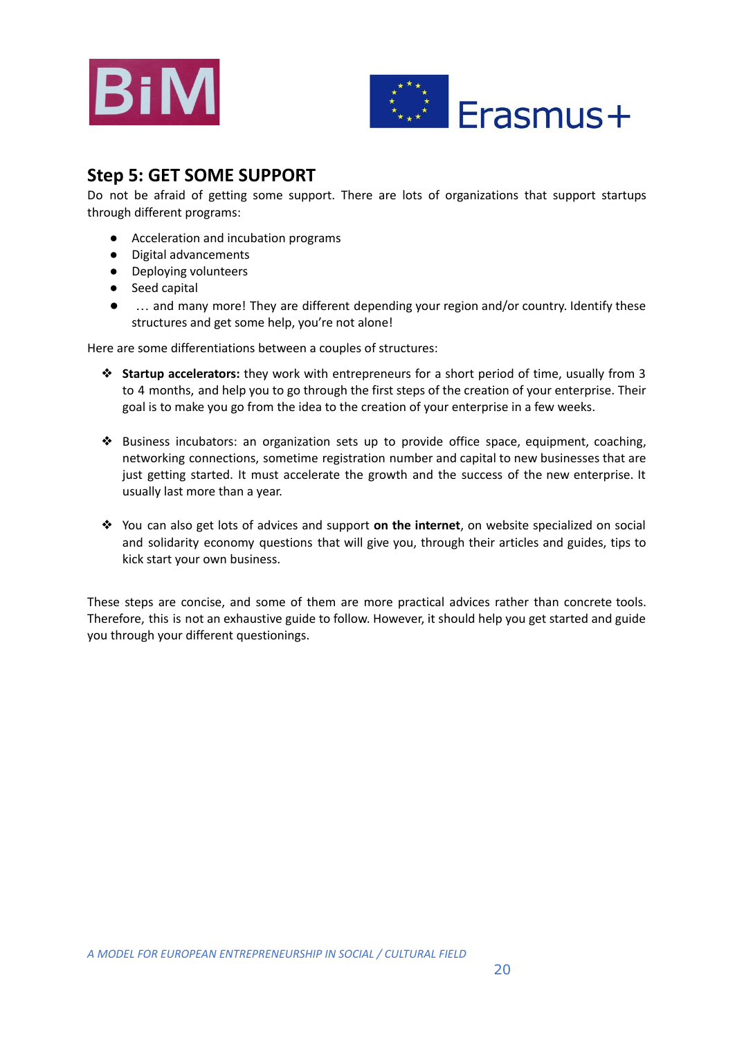## Step 5: GET SOME SUPPORT

Do not be afraid of getting some support. There are lots of organizations that support startups through different programs:

- Acceleration and incubation programs
- Digital advancements
- Deploying volunteers
- Seed capital
- … and many more! They are different depending your region and/or country. Identify these structures and get some help, you're not alone!

Here are some differentiations between a couples of structures:

- **Startup accelerators:** they work with entrepreneurs for a short period of time, usually from 3 to 4 months, and help you to go through the first steps of the creation of your enterprise. Their goal is to make you go from the idea to the creation of your enterprise in a few weeks.

- Business incubators: an organization sets up to provide office space, equipment, coaching, networking connections, sometime registration number and capital to new businesses that are just getting started. It must accelerate the growth and the success of the new enterprise. It usually last more than a year.

- You can also get lots of advices and support **on the internet**, on website specialized on social and solidarity economy questions that will give you, through their articles and guides, tips to kick start your own business.

These steps are concise, and some of them are more practical advices rather than concrete tools. Therefore, this is not an exhaustive guide to follow. However, it should help you get started and guide you through your different questionings.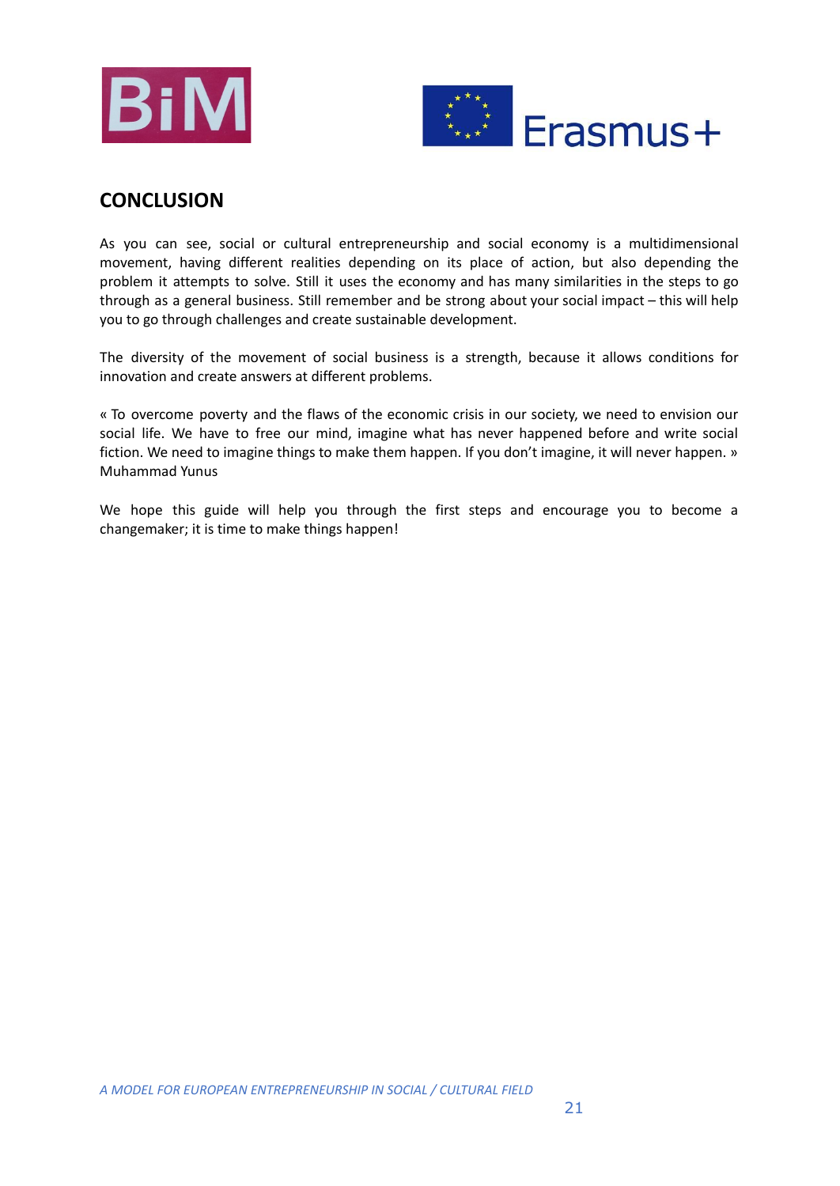## CONCLUSION

As you can see, social or cultural entrepreneurship and social economy is a multidimensional movement, having different realities depending on its place of action, but also depending the problem it attempts to solve. Still it uses the economy and has many similarities in the steps to go through as a general business. Still remember and be strong about your social impact – this will help you to go through challenges and create sustainable development.

The diversity of the movement of social business is a strength, because it allows conditions for innovation and create answers at different problems.

« To overcome poverty and the flaws of the economic crisis in our society, we need to envision our social life. We have to free our mind, imagine what has never happened before and write social fiction. We need to imagine things to make them happen. If you don't imagine, it will never happen. »
Muhammad Yunus

We hope this guide will help you through the first steps and encourage you to become a changemaker; it is time to make things happen!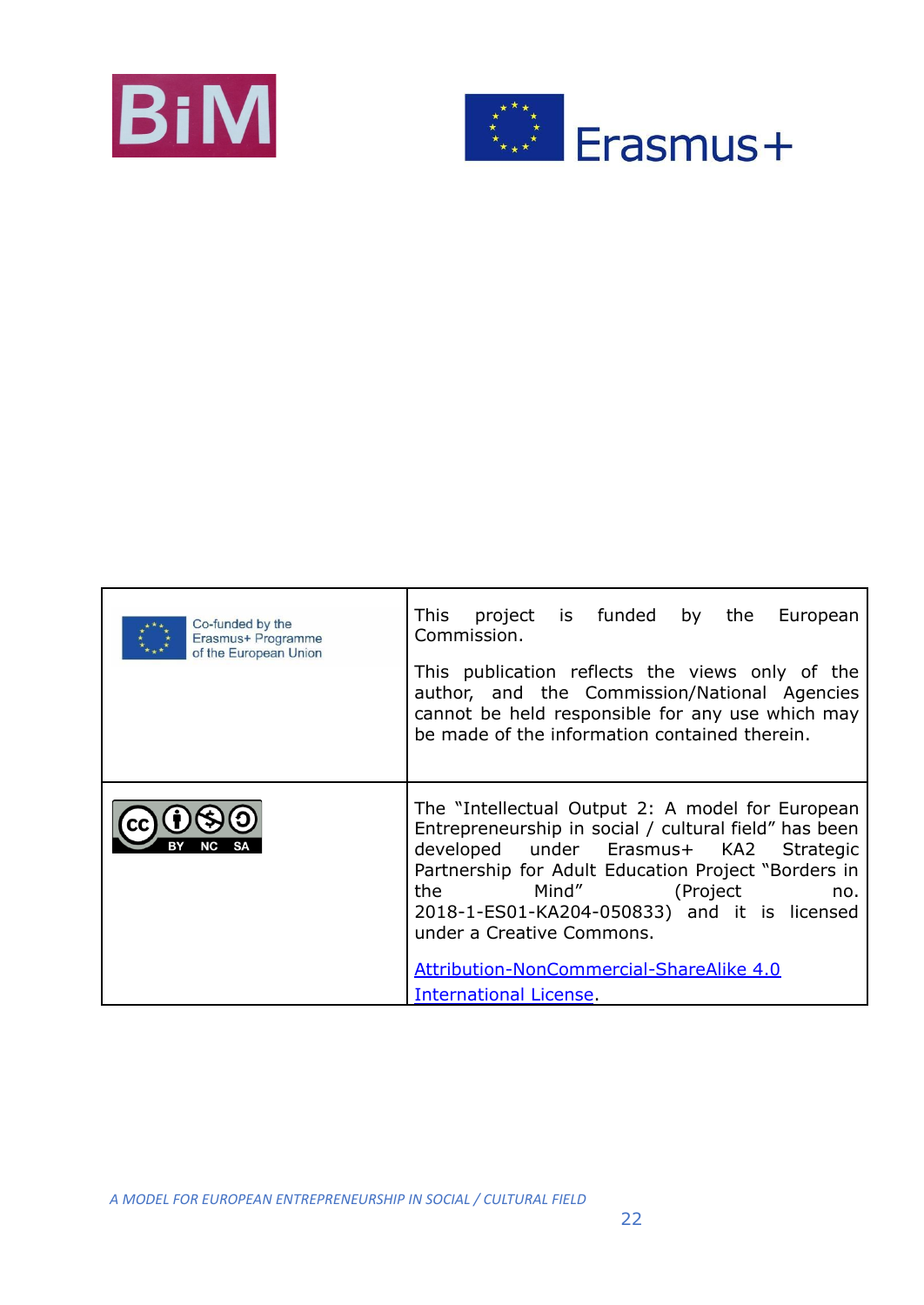BiM

Erasmus+

| | |
|---|---|
| Co-funded by the Erasmus+ Programme of the European Union | This project is funded by the European Commission.<br><br>This publication reflects the views only of the author, and the Commission/National Agencies cannot be held responsible for any use which may be made of the information contained therein. |
| BY NC SA | The "Intellectual Output 2: A model for European Entrepreneurship in social / cultural field" has been developed under Erasmus+ KA2 Strategic Partnership for Adult Education Project "Borders in the Mind" (Project no. 2018-1-ES01-KA204-050833) and it is licensed under a Creative Commons.<br><br>Attribution-NonCommercial-ShareAlike 4.0 International License. |